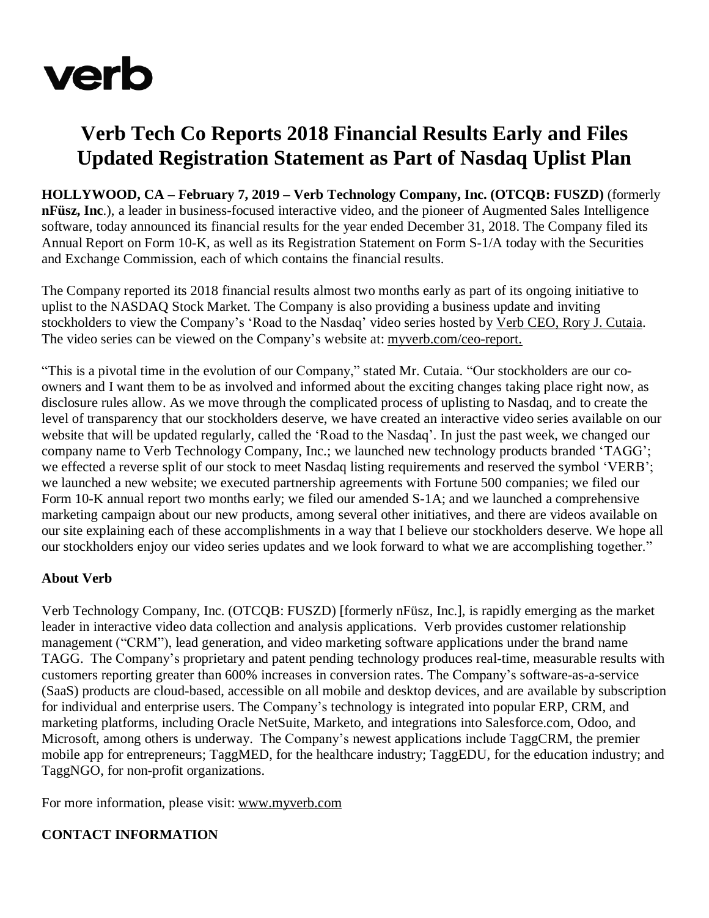verb

# Verb Tech Co Reports 2018 Financial Results Early and Files Updated Registration Statement as Part of Nasdaq Uplist Plan

**HOLLYWOOD, CA – February 7, 2019 – Verb Technology Company, Inc. (OTCQB: FUSZD)** (formerly **nFüsz, Inc**.), a leader in business-focused interactive video, and the pioneer of Augmented Sales Intelligence software, today announced its financial results for the year ended December 31, 2018. The Company filed its Annual Report on Form 10-K, as well as its Registration Statement on Form S-1/A today with the Securities and Exchange Commission, each of which contains the financial results.

The Company reported its 2018 financial results almost two months early as part of its ongoing initiative to uplist to the NASDAQ Stock Market. The Company is also providing a business update and inviting stockholders to view the Company's 'Road to the Nasdaq' video series hosted by Verb CEO, Rory J. Cutaia. The video series can be viewed on the Company's website at: myverb.com/ceo-report.

"This is a pivotal time in the evolution of our Company," stated Mr. Cutaia. "Our stockholders are our co-owners and I want them to be as involved and informed about the exciting changes taking place right now, as disclosure rules allow. As we move through the complicated process of uplisting to Nasdaq, and to create the level of transparency that our stockholders deserve, we have created an interactive video series available on our website that will be updated regularly, called the 'Road to the Nasdaq'. In just the past week, we changed our company name to Verb Technology Company, Inc.; we launched new technology products branded 'TAGG'; we effected a reverse split of our stock to meet Nasdaq listing requirements and reserved the symbol 'VERB'; we launched a new website; we executed partnership agreements with Fortune 500 companies; we filed our Form 10-K annual report two months early; we filed our amended S-1A; and we launched a comprehensive marketing campaign about our new products, among several other initiatives, and there are videos available on our site explaining each of these accomplishments in a way that I believe our stockholders deserve. We hope all our stockholders enjoy our video series updates and we look forward to what we are accomplishing together."

**About Verb**

Verb Technology Company, Inc. (OTCQB: FUSZD) [formerly nFüsz, Inc.], is rapidly emerging as the market leader in interactive video data collection and analysis applications. Verb provides customer relationship management ("CRM"), lead generation, and video marketing software applications under the brand name TAGG. The Company's proprietary and patent pending technology produces real-time, measurable results with customers reporting greater than 600% increases in conversion rates. The Company's software-as-a-service (SaaS) products are cloud-based, accessible on all mobile and desktop devices, and are available by subscription for individual and enterprise users. The Company's technology is integrated into popular ERP, CRM, and marketing platforms, including Oracle NetSuite, Marketo, and integrations into Salesforce.com, Odoo, and Microsoft, among others is underway. The Company's newest applications include TaggCRM, the premier mobile app for entrepreneurs; TaggMED, for the healthcare industry; TaggEDU, for the education industry; and TaggNGO, for non-profit organizations.

For more information, please visit: www.myverb.com

**CONTACT INFORMATION**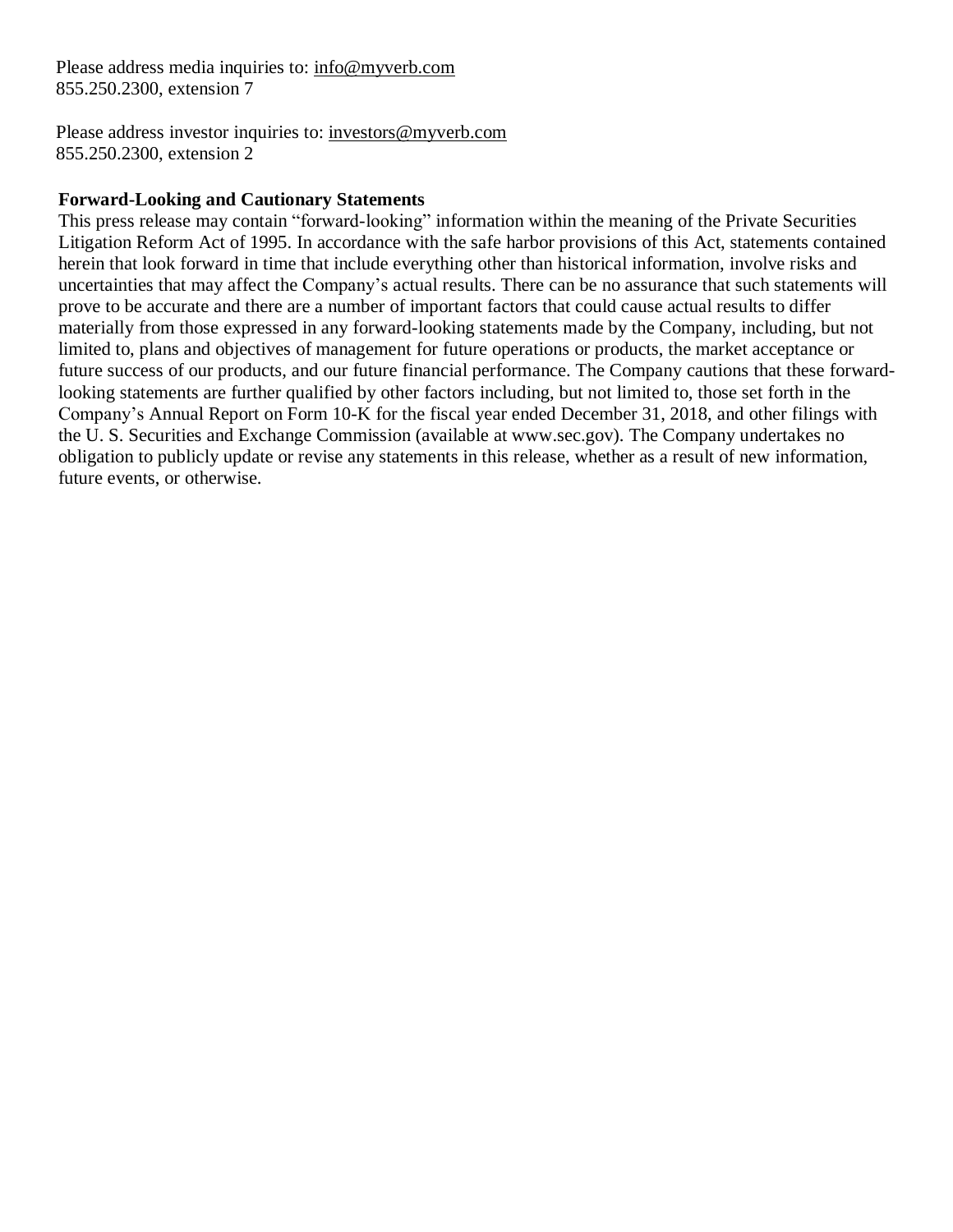Please address media inquiries to: info@myverb.com
855.250.2300, extension 7

Please address investor inquiries to: investors@myverb.com
855.250.2300, extension 2

**Forward-Looking and Cautionary Statements**

This press release may contain "forward-looking" information within the meaning of the Private Securities Litigation Reform Act of 1995. In accordance with the safe harbor provisions of this Act, statements contained herein that look forward in time that include everything other than historical information, involve risks and uncertainties that may affect the Company's actual results. There can be no assurance that such statements will prove to be accurate and there are a number of important factors that could cause actual results to differ materially from those expressed in any forward-looking statements made by the Company, including, but not limited to, plans and objectives of management for future operations or products, the market acceptance or future success of our products, and our future financial performance. The Company cautions that these forward-looking statements are further qualified by other factors including, but not limited to, those set forth in the Company's Annual Report on Form 10-K for the fiscal year ended December 31, 2018, and other filings with the U. S. Securities and Exchange Commission (available at www.sec.gov). The Company undertakes no obligation to publicly update or revise any statements in this release, whether as a result of new information, future events, or otherwise.